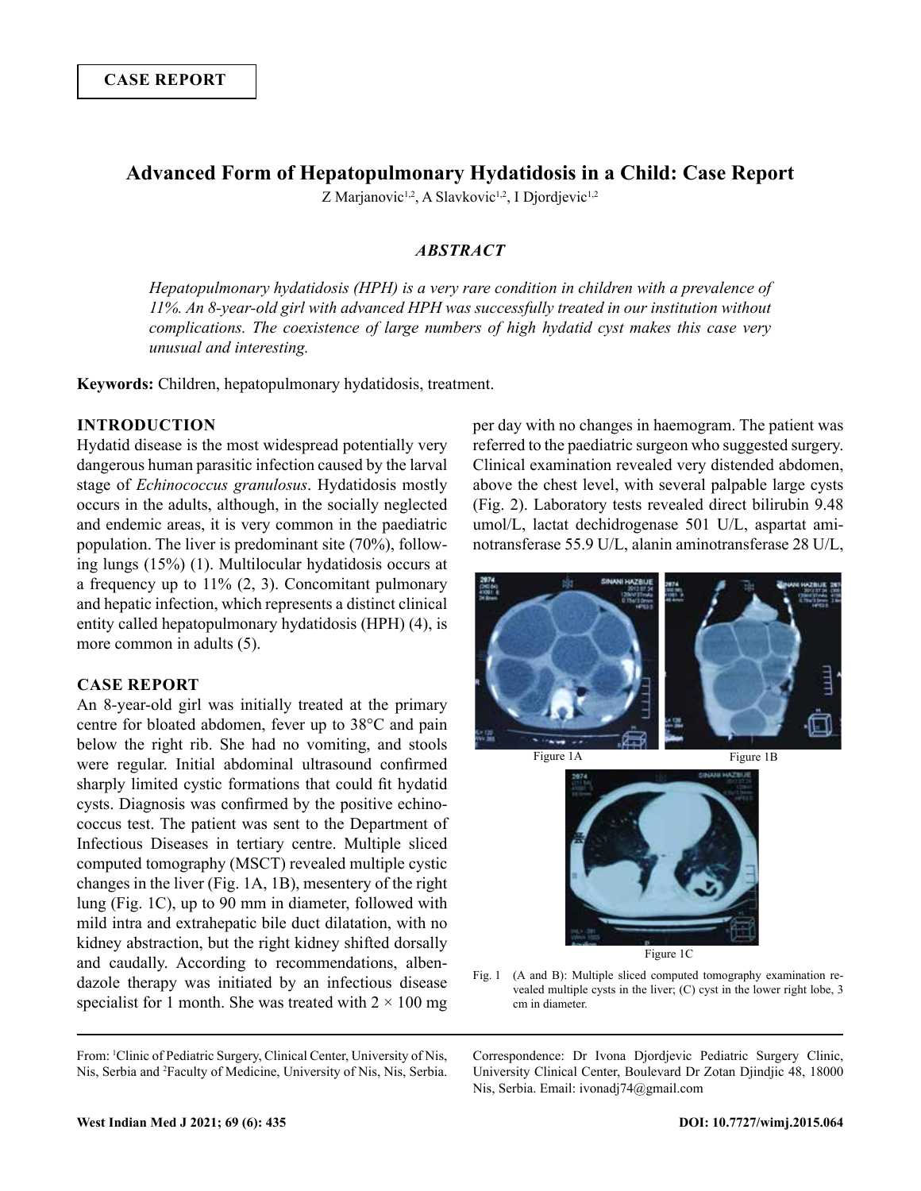CASE REPORT

# Advanced Form of Hepatopulmonary Hydatidosis in a Child: Case Report

Z Marjanovic[1,2], A Slavkovic[1,2], I Djordjevic[1,2]

### *ABSTRACT*

*Hepatopulmonary hydatidosis (HPH) is a very rare condition in children with a prevalence of 11%. An 8-year-old girl with advanced HPH was successfully treated in our institution without complications. The coexistence of large numbers of high hydatid cyst makes this case very unusual and interesting.*

**Keywords:** Children, hepatopulmonary hydatidosis, treatment.

## INTRODUCTION

Hydatid disease is the most widespread potentially very dangerous human parasitic infection caused by the larval stage of *Echinococcus granulosus*. Hydatidosis mostly occurs in the adults, although, in the socially neglected and endemic areas, it is very common in the paediatric population. The liver is predominant site (70%), following lungs (15%) (1). Multilocular hydatidosis occurs at a frequency up to 11% (2, 3). Concomitant pulmonary and hepatic infection, which represents a distinct clinical entity called hepatopulmonary hydatidosis (HPH) (4), is more common in adults (5).

## CASE REPORT

An 8-year-old girl was initially treated at the primary centre for bloated abdomen, fever up to 38°C and pain below the right rib. She had no vomiting, and stools were regular. Initial abdominal ultrasound confirmed sharply limited cystic formations that could fit hydatid cysts. Diagnosis was confirmed by the positive echinococcus test. The patient was sent to the Department of Infectious Diseases in tertiary centre. Multiple sliced computed tomography (MSCT) revealed multiple cystic changes in the liver (Fig. 1A, 1B), mesentery of the right lung (Fig. 1C), up to 90 mm in diameter, followed with mild intra and extrahepatic bile duct dilatation, with no kidney abstraction, but the right kidney shifted dorsally and caudally. According to recommendations, albendazole therapy was initiated by an infectious disease specialist for 1 month. She was treated with 2 × 100 mg per day with no changes in haemogram. The patient was referred to the paediatric surgeon who suggested surgery. Clinical examination revealed very distended abdomen, above the chest level, with several palpable large cysts (Fig. 2). Laboratory tests revealed direct bilirubin 9.48 umol/L, lactat dechidrogenase 501 U/L, aspartat aminotransferase 55.9 U/L, alanin aminotransferase 28 U/L,

Figure 1A

Figure 1B

Figure 1C

Fig. 1 (A and B): Multiple sliced computed tomography examination revealed multiple cysts in the liver; (C) cyst in the lower right lobe, 3 cm in diameter.

From: [1]Clinic of Pediatric Surgery, Clinical Center, University of Nis, Nis, Serbia and [2]Faculty of Medicine, University of Nis, Nis, Serbia.

Correspondence: Dr Ivona Djordjevic Pediatric Surgery Clinic, University Clinical Center, Boulevard Dr Zotan Djindjic 48, 18000 Nis, Serbia. Email: ivonadj74@gmail.com

DOI: 10.7727/wimj.2015.064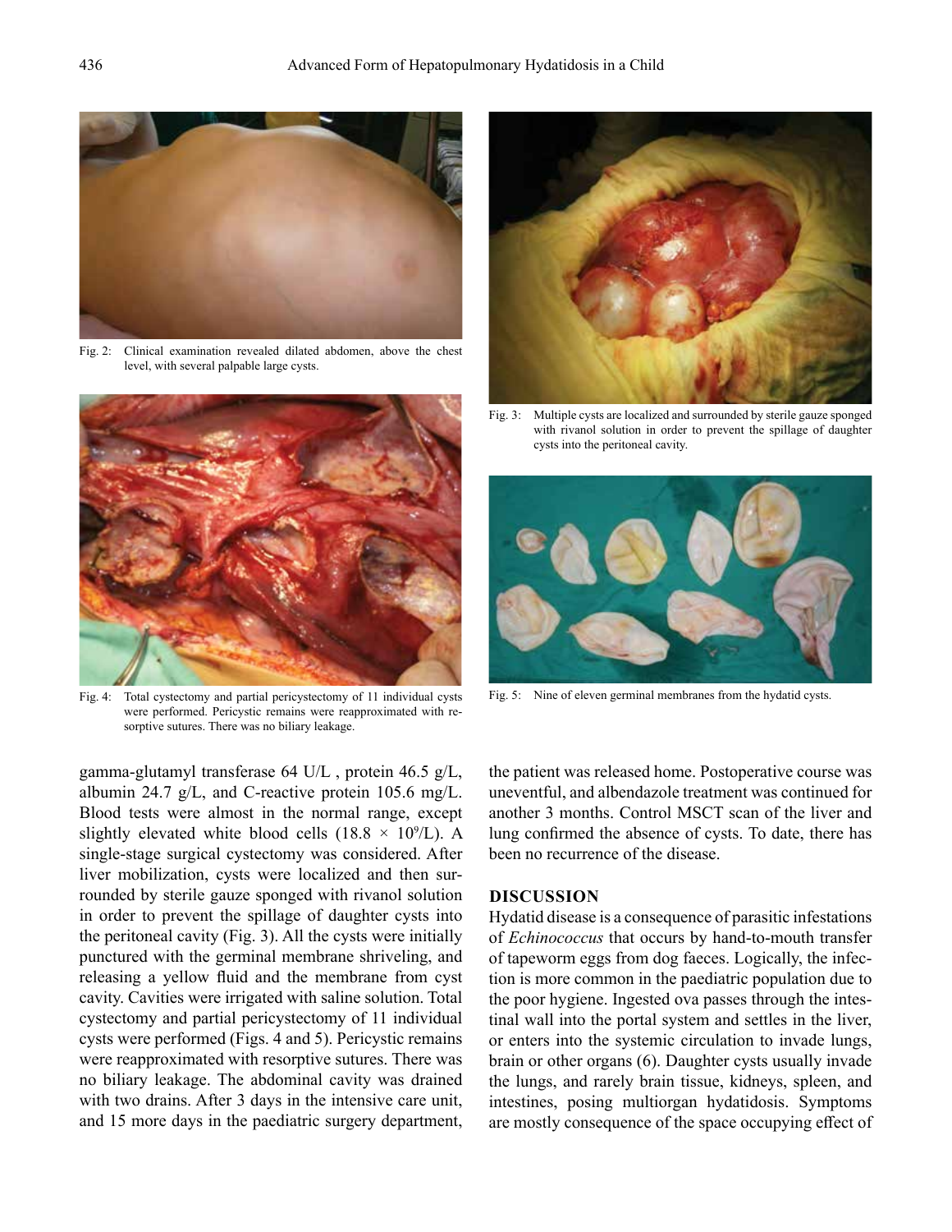Fig. 2: Clinical examination revealed dilated abdomen, above the chest level, with several palpable large cysts.

Fig. 3: Multiple cysts are localized and surrounded by sterile gauze sponged with rivanol solution in order to prevent the spillage of daughter cysts into the peritoneal cavity.

Fig. 4: Total cystectomy and partial pericystectomy of 11 individual cysts were performed. Pericystic remains were reapproximated with resorptive sutures. There was no biliary leakage.

Fig. 5: Nine of eleven germinal membranes from the hydatid cysts.

gamma-glutamyl transferase 64 U/L , protein 46.5 g/L, albumin 24.7 g/L, and C-reactive protein 105.6 mg/L. Blood tests were almost in the normal range, except slightly elevated white blood cells ($18.8 \times 10^9$/L). A single-stage surgical cystectomy was considered. After liver mobilization, cysts were localized and then surrounded by sterile gauze sponged with rivanol solution in order to prevent the spillage of daughter cysts into the peritoneal cavity (Fig. 3). All the cysts were initially punctured with the germinal membrane shriveling, and releasing a yellow fluid and the membrane from cyst cavity. Cavities were irrigated with saline solution. Total cystectomy and partial pericystectomy of 11 individual cysts were performed (Figs. 4 and 5). Pericystic remains were reapproximated with resorptive sutures. There was no biliary leakage. The abdominal cavity was drained with two drains. After 3 days in the intensive care unit, and 15 more days in the paediatric surgery department, the patient was released home. Postoperative course was uneventful, and albendazole treatment was continued for another 3 months. Control MSCT scan of the liver and lung confirmed the absence of cysts. To date, there has been no recurrence of the disease.

## DISCUSSION

Hydatid disease is a consequence of parasitic infestations of *Echinococcus* that occurs by hand-to-mouth transfer of tapeworm eggs from dog faeces. Logically, the infection is more common in the paediatric population due to the poor hygiene. Ingested ova passes through the intestinal wall into the portal system and settles in the liver, or enters into the systemic circulation to invade lungs, brain or other organs (6). Daughter cysts usually invade the lungs, and rarely brain tissue, kidneys, spleen, and intestines, posing multiorgan hydatidosis. Symptoms are mostly consequence of the space occupying effect of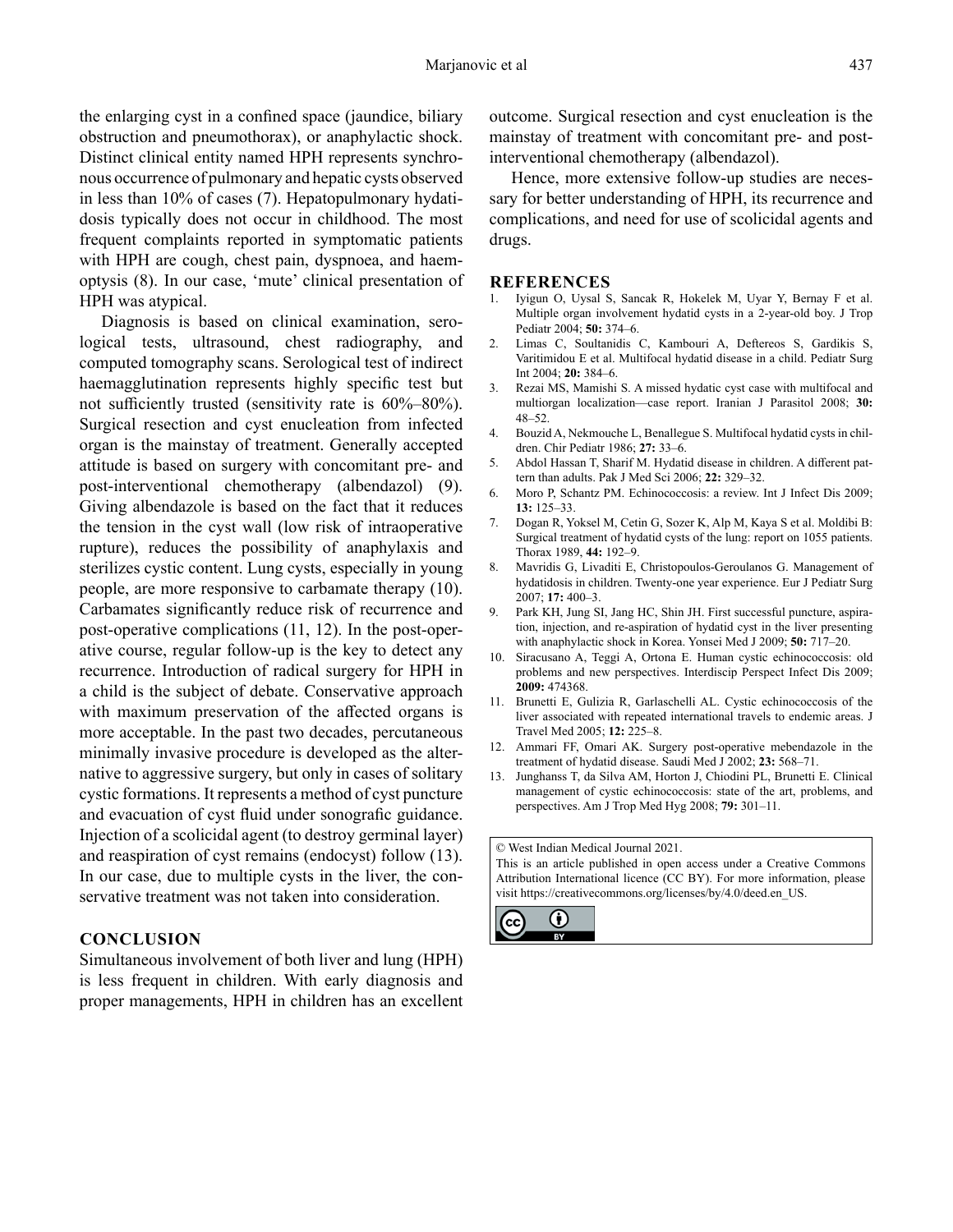the enlarging cyst in a confined space (jaundice, biliary obstruction and pneumothorax), or anaphylactic shock. Distinct clinical entity named HPH represents synchronous occurrence of pulmonary and hepatic cysts observed in less than 10% of cases (7). Hepatopulmonary hydatidosis typically does not occur in childhood. The most frequent complaints reported in symptomatic patients with HPH are cough, chest pain, dyspnoea, and haemoptysis (8). In our case, 'mute' clinical presentation of HPH was atypical.

Diagnosis is based on clinical examination, serological tests, ultrasound, chest radiography, and computed tomography scans. Serological test of indirect haemagglutination represents highly specific test but not sufficiently trusted (sensitivity rate is 60%–80%). Surgical resection and cyst enucleation from infected organ is the mainstay of treatment. Generally accepted attitude is based on surgery with concomitant pre- and post-interventional chemotherapy (albendazol) (9). Giving albendazole is based on the fact that it reduces the tension in the cyst wall (low risk of intraoperative rupture), reduces the possibility of anaphylaxis and sterilizes cystic content. Lung cysts, especially in young people, are more responsive to carbamate therapy (10). Carbamates significantly reduce risk of recurrence and post-operative complications (11, 12). In the post-operative course, regular follow-up is the key to detect any recurrence. Introduction of radical surgery for HPH in a child is the subject of debate. Conservative approach with maximum preservation of the affected organs is more acceptable. In the past two decades, percutaneous minimally invasive procedure is developed as the alternative to aggressive surgery, but only in cases of solitary cystic formations. It represents a method of cyst puncture and evacuation of cyst fluid under sonografic guidance. Injection of a scolicidal agent (to destroy germinal layer) and reaspiration of cyst remains (endocyst) follow (13). In our case, due to multiple cysts in the liver, the conservative treatment was not taken into consideration.

## CONCLUSION

Simultaneous involvement of both liver and lung (HPH) is less frequent in children. With early diagnosis and proper managements, HPH in children has an excellent outcome. Surgical resection and cyst enucleation is the mainstay of treatment with concomitant pre- and post-interventional chemotherapy (albendazol).

Hence, more extensive follow-up studies are necessary for better understanding of HPH, its recurrence and complications, and need for use of scolicidal agents and drugs.

## REFERENCES

1. Iyigun O, Uysal S, Sancak R, Hokelek M, Uyar Y, Bernay F et al. Multiple organ involvement hydatid cysts in a 2-year-old boy. J Trop Pediatr 2004; **50:** 374–6.
2. Limas C, Soultanidis C, Kambouri A, Deftereos S, Gardikis S, Varitimidou E et al. Multifocal hydatid disease in a child. Pediatr Surg Int 2004; **20:** 384–6.
3. Rezai MS, Mamishi S. A missed hydatic cyst case with multifocal and multiorgan localization—case report. Iranian J Parasitol 2008; **30:** 48–52.
4. Bouzid A, Nekmouche L, Benallegue S. Multifocal hydatid cysts in children. Chir Pediatr 1986; **27:** 33–6.
5. Abdol Hassan T, Sharif M. Hydatid disease in children. A different pattern than adults. Pak J Med Sci 2006; **22:** 329–32.
6. Moro P, Schantz PM. Echinococcosis: a review. Int J Infect Dis 2009; **13:** 125–33.
7. Dogan R, Yoksel M, Cetin G, Sozer K, Alp M, Kaya S et al. Moldibi B: Surgical treatment of hydatid cysts of the lung: report on 1055 patients. Thorax 1989, **44:** 192–9.
8. Mavridis G, Livaditi E, Christopoulos-Geroulanos G. Management of hydatidosis in children. Twenty-one year experience. Eur J Pediatr Surg 2007; **17:** 400–3.
9. Park KH, Jung SI, Jang HC, Shin JH. First successful puncture, aspiration, injection, and re-aspiration of hydatid cyst in the liver presenting with anaphylactic shock in Korea. Yonsei Med J 2009; **50:** 717–20.
10. Siracusano A, Teggi A, Ortona E. Human cystic echinococcosis: old problems and new perspectives. Interdiscip Perspect Infect Dis 2009; **2009:** 474368.
11. Brunetti E, Gulizia R, Garlaschelli AL. Cystic echinococcosis of the liver associated with repeated international travels to endemic areas. J Travel Med 2005; **12:** 225–8.
12. Ammari FF, Omari AK. Surgery post-operative mebendazole in the treatment of hydatid disease. Saudi Med J 2002; **23:** 568–71.
13. Junghanss T, da Silva AM, Horton J, Chiodini PL, Brunetti E. Clinical management of cystic echinococcosis: state of the art, problems, and perspectives. Am J Trop Med Hyg 2008; **79:** 301–11.

© West Indian Medical Journal 2021.
This is an article published in open access under a Creative Commons Attribution International licence (CC BY). For more information, please visit https://creativecommons.org/licenses/by/4.0/deed.en_US.